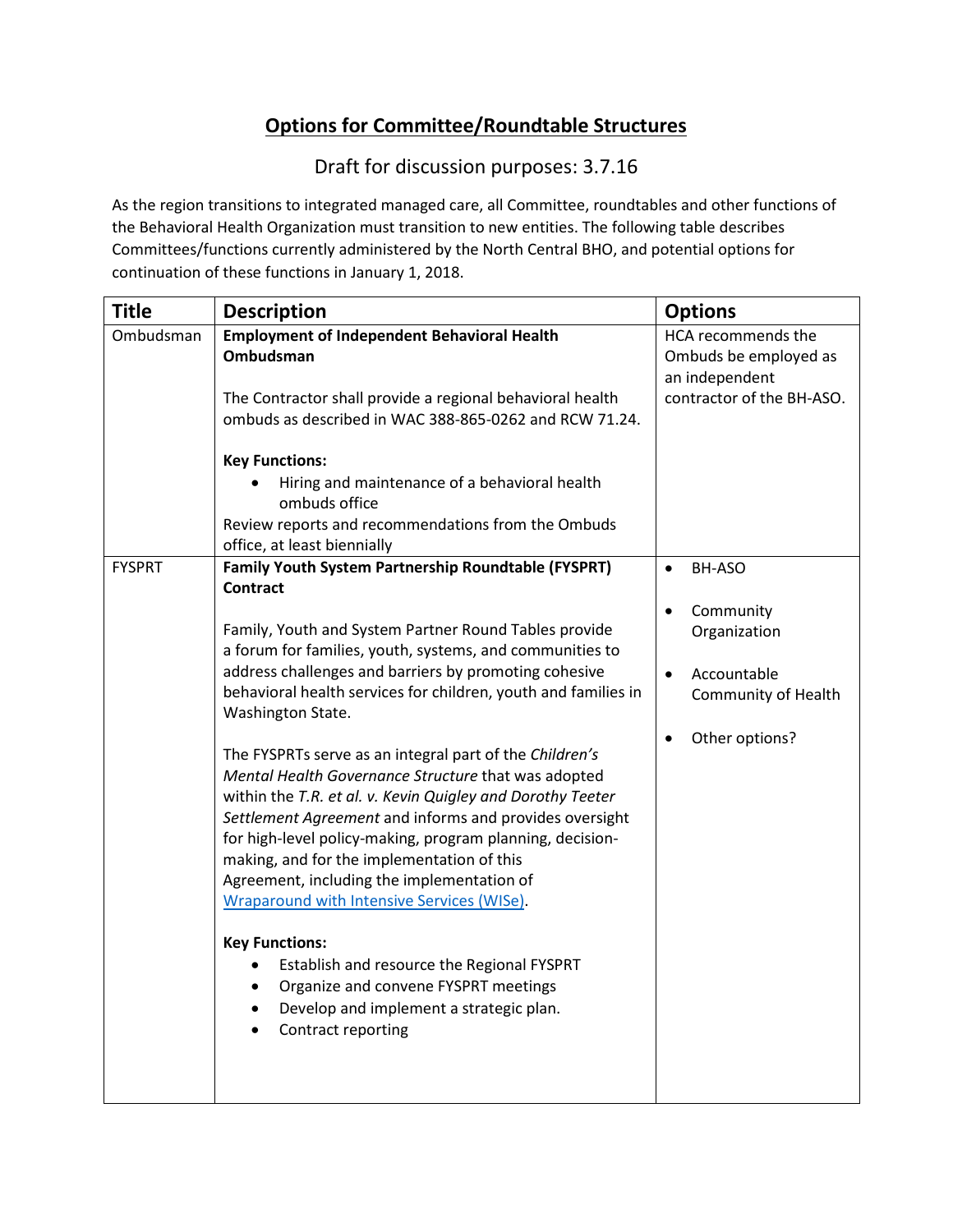# Options for Committee/Roundtable Structures

Draft for discussion purposes: 3.7.16

As the region transitions to integrated managed care, all Committee, roundtables and other functions of the Behavioral Health Organization must transition to new entities. The following table describes Committees/functions currently administered by the North Central BHO, and potential options for continuation of these functions in January 1, 2018.

| Title | Description | Options |
|---|---|---|
| Ombudsman | **Employment of Independent Behavioral Health Ombudsman**<br><br>The Contractor shall provide a regional behavioral health ombuds as described in WAC 388-865-0262 and RCW 71.24.<br><br>**Key Functions:**<br>• Hiring and maintenance of a behavioral health ombuds office<br>Review reports and recommendations from the Ombuds office, at least biennially | HCA recommends the Ombuds be employed as an independent contractor of the BH-ASO. |
| FYSPRT | **Family Youth System Partnership Roundtable (FYSPRT) Contract**<br><br>Family, Youth and System Partner Round Tables provide a forum for families, youth, systems, and communities to address challenges and barriers by promoting cohesive behavioral health services for children, youth and families in Washington State.<br><br>The FYSPRTs serve as an integral part of the *Children's Mental Health Governance Structure* that was adopted within the *T.R. et al. v. Kevin Quigley and Dorothy Teeter Settlement Agreement* and informs and provides oversight for high-level policy-making, program planning, decision-making, and for the implementation of this Agreement, including the implementation of Wraparound with Intensive Services (WISe).<br><br>**Key Functions:**<br>• Establish and resource the Regional FYSPRT<br>• Organize and convene FYSPRT meetings<br>• Develop and implement a strategic plan.<br>• Contract reporting | • BH-ASO<br>• Community Organization<br>• Accountable Community of Health<br>• Other options? |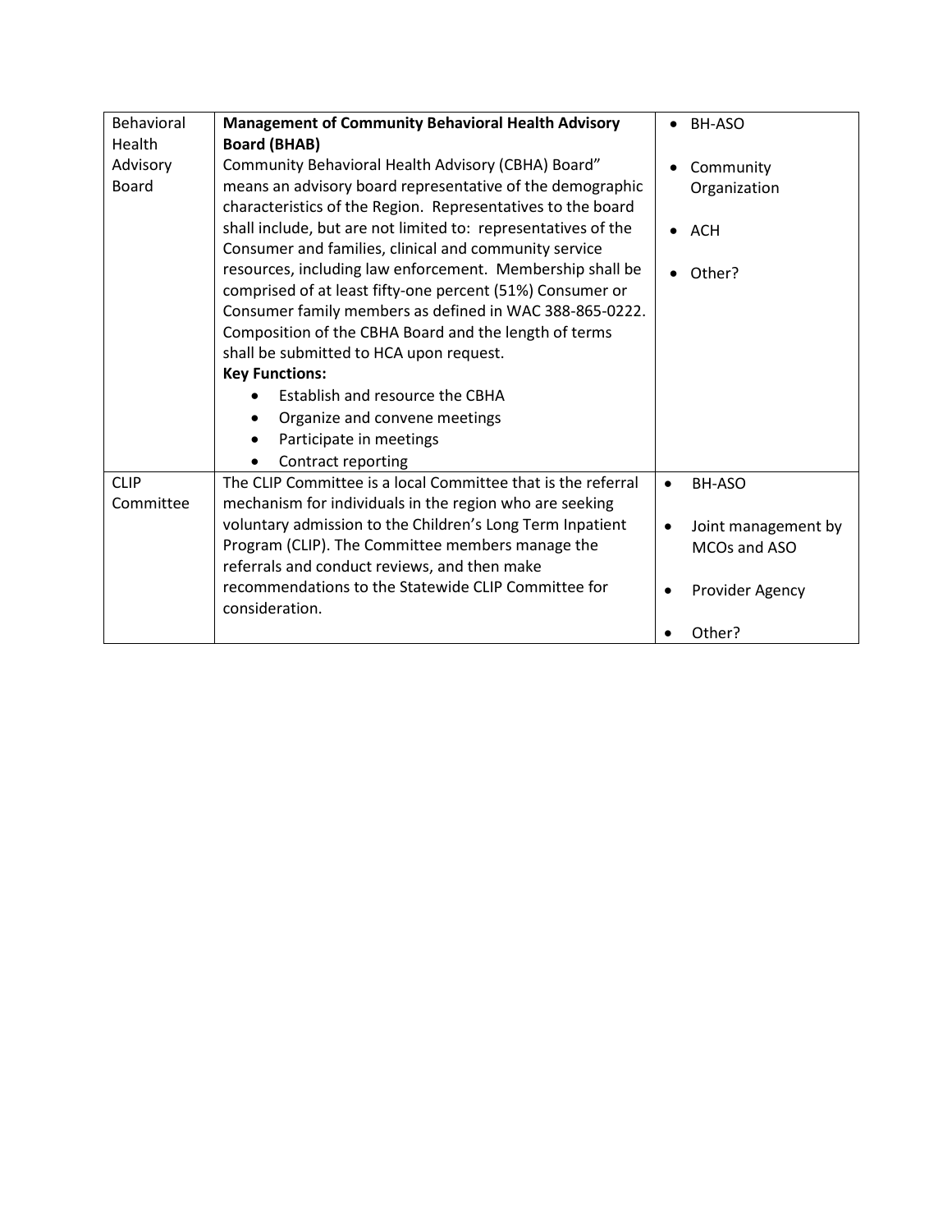| | | |
|---|---|---|
| Behavioral Health Advisory Board | **Management of Community Behavioral Health Advisory Board (BHAB)**<br>Community Behavioral Health Advisory (CBHA) Board" means an advisory board representative of the demographic characteristics of the Region. Representatives to the board shall include, but are not limited to: representatives of the Consumer and families, clinical and community service resources, including law enforcement. Membership shall be comprised of at least fifty-one percent (51%) Consumer or Consumer family members as defined in WAC 388-865-0222. Composition of the CBHA Board and the length of terms shall be submitted to HCA upon request.<br>**Key Functions:**<br>• Establish and resource the CBHA<br>• Organize and convene meetings<br>• Participate in meetings<br>• Contract reporting | • BH-ASO<br>• Community Organization<br>• ACH<br>• Other? |
| CLIP Committee | The CLIP Committee is a local Committee that is the referral mechanism for individuals in the region who are seeking voluntary admission to the Children's Long Term Inpatient Program (CLIP). The Committee members manage the referrals and conduct reviews, and then make recommendations to the Statewide CLIP Committee for consideration. | • BH-ASO<br>• Joint management by MCOs and ASO<br>• Provider Agency<br>• Other? |